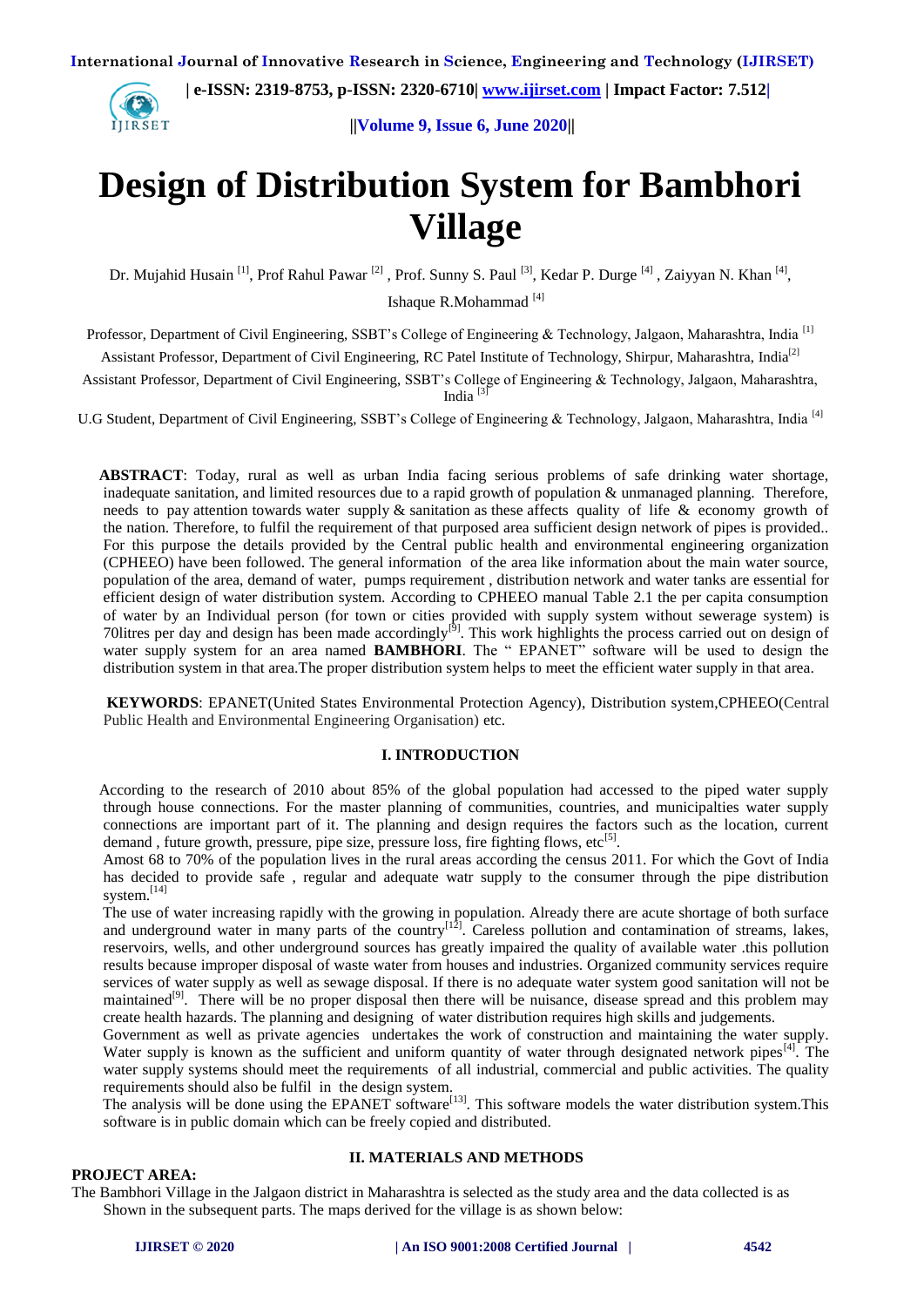# Design of Distribution System for Bambhori Village

Dr. Mujahid Husain [1], Prof Rahul Pawar [2] , Prof. Sunny S. Paul [3], Kedar P. Durge [4] , Zaiyyan N. Khan [4], Ishaque R.Mohammad [4]

Professor, Department of Civil Engineering, SSBT's College of Engineering & Technology, Jalgaon, Maharashtra, India [1]

Assistant Professor, Department of Civil Engineering, RC Patel Institute of Technology, Shirpur, Maharashtra, India[2]

Assistant Professor, Department of Civil Engineering, SSBT's College of Engineering & Technology, Jalgaon, Maharashtra, India [3]

U.G Student, Department of Civil Engineering, SSBT's College of Engineering & Technology, Jalgaon, Maharashtra, India [4]

**ABSTRACT**: Today, rural as well as urban India facing serious problems of safe drinking water shortage, inadequate sanitation, and limited resources due to a rapid growth of population & unmanaged planning. Therefore, needs to pay attention towards water supply & sanitation as these affects quality of life & economy growth of the nation. Therefore, to fulfil the requirement of that purposed area sufficient design network of pipes is provided.. For this purpose the details provided by the Central public health and environmental engineering organization (CPHEEO) have been followed. The general information of the area like information about the main water source, population of the area, demand of water, pumps requirement , distribution network and water tanks are essential for efficient design of water distribution system. According to CPHEEO manual Table 2.1 the per capita consumption of water by an Individual person (for town or cities provided with supply system without sewerage system) is 70litres per day and design has been made accordingly[9]. This work highlights the process carried out on design of water supply system for an area named **BAMBHORI**. The " EPANET" software will be used to design the distribution system in that area.The proper distribution system helps to meet the efficient water supply in that area.

**KEYWORDS**: EPANET(United States Environmental Protection Agency), Distribution system,CPHEEO(Central Public Health and Environmental Engineering Organisation) etc.

## I. INTRODUCTION

According to the research of 2010 about 85% of the global population had accessed to the piped water supply through house connections. For the master planning of communities, countries, and municipalties water supply connections are important part of it. The planning and design requires the factors such as the location, current demand , future growth, pressure, pipe size, pressure loss, fire fighting flows, etc[5].

Amost 68 to 70% of the population lives in the rural areas according the census 2011. For which the Govt of India has decided to provide safe , regular and adequate watr supply to the consumer through the pipe distribution system.[14]

The use of water increasing rapidly with the growing in population. Already there are acute shortage of both surface and underground water in many parts of the country[12]. Careless pollution and contamination of streams, lakes, reservoirs, wells, and other underground sources has greatly impaired the quality of available water .this pollution results because improper disposal of waste water from houses and industries. Organized community services require services of water supply as well as sewage disposal. If there is no adequate water system good sanitation will not be maintained[9]. There will be no proper disposal then there will be nuisance, disease spread and this problem may create health hazards. The planning and designing of water distribution requires high skills and judgements.

Government as well as private agencies undertakes the work of construction and maintaining the water supply. Water supply is known as the sufficient and uniform quantity of water through designated network pipes[4]. The water supply systems should meet the requirements of all industrial, commercial and public activities. The quality requirements should also be fulfil in the design system.

The analysis will be done using the EPANET software[13]. This software models the water distribution system.This software is in public domain which can be freely copied and distributed.

## II. MATERIALS AND METHODS

**PROJECT AREA:**

The Bambhori Village in the Jalgaon district in Maharashtra is selected as the study area and the data collected is as Shown in the subsequent parts. The maps derived for the village is as shown below: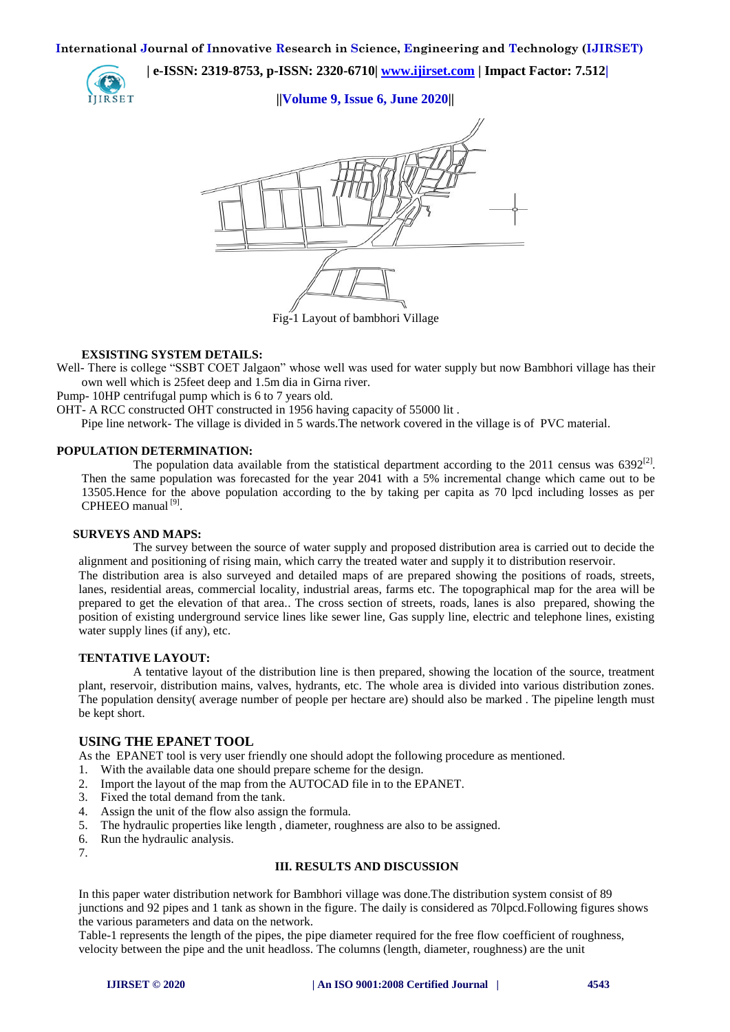Fig-1 Layout of bambhori Village

**EXSISTING SYSTEM DETAILS:**

Well- There is college "SSBT COET Jalgaon" whose well was used for water supply but now Bambhori village has their own well which is 25feet deep and 1.5m dia in Girna river.

Pump- 10HP centrifugal pump which is 6 to 7 years old.

OHT- A RCC constructed OHT constructed in 1956 having capacity of 55000 lit .

Pipe line network- The village is divided in 5 wards.The network covered in the village is of PVC material.

**POPULATION DETERMINATION:**

The population data available from the statistical department according to the 2011 census was 6392[2]. Then the same population was forecasted for the year 2041 with a 5% incremental change which came out to be 13505.Hence for the above population according to the by taking per capita as 70 lpcd including losses as per CPHEEO manual [9].

**SURVEYS AND MAPS:**

The survey between the source of water supply and proposed distribution area is carried out to decide the alignment and positioning of rising main, which carry the treated water and supply it to distribution reservoir.

The distribution area is also surveyed and detailed maps of are prepared showing the positions of roads, streets, lanes, residential areas, commercial locality, industrial areas, farms etc. The topographical map for the area will be prepared to get the elevation of that area.. The cross section of streets, roads, lanes is also prepared, showing the position of existing underground service lines like sewer line, Gas supply line, electric and telephone lines, existing water supply lines (if any), etc.

**TENTATIVE LAYOUT:**

A tentative layout of the distribution line is then prepared, showing the location of the source, treatment plant, reservoir, distribution mains, valves, hydrants, etc. The whole area is divided into various distribution zones. The population density( average number of people per hectare are) should also be marked . The pipeline length must be kept short.

## USING THE EPANET TOOL

As the EPANET tool is very user friendly one should adopt the following procedure as mentioned.

1. With the available data one should prepare scheme for the design.
2. Import the layout of the map from the AUTOCAD file in to the EPANET.
3. Fixed the total demand from the tank.
4. Assign the unit of the flow also assign the formula.
5. The hydraulic properties like length , diameter, roughness are also to be assigned.
6. Run the hydraulic analysis.
7.

## III. RESULTS AND DISCUSSION

In this paper water distribution network for Bambhori village was done.The distribution system consist of 89 junctions and 92 pipes and 1 tank as shown in the figure. The daily is considered as 70lpcd.Following figures shows the various parameters and data on the network.

Table-1 represents the length of the pipes, the pipe diameter required for the free flow coefficient of roughness, velocity between the pipe and the unit headloss. The columns (length, diameter, roughness) are the unit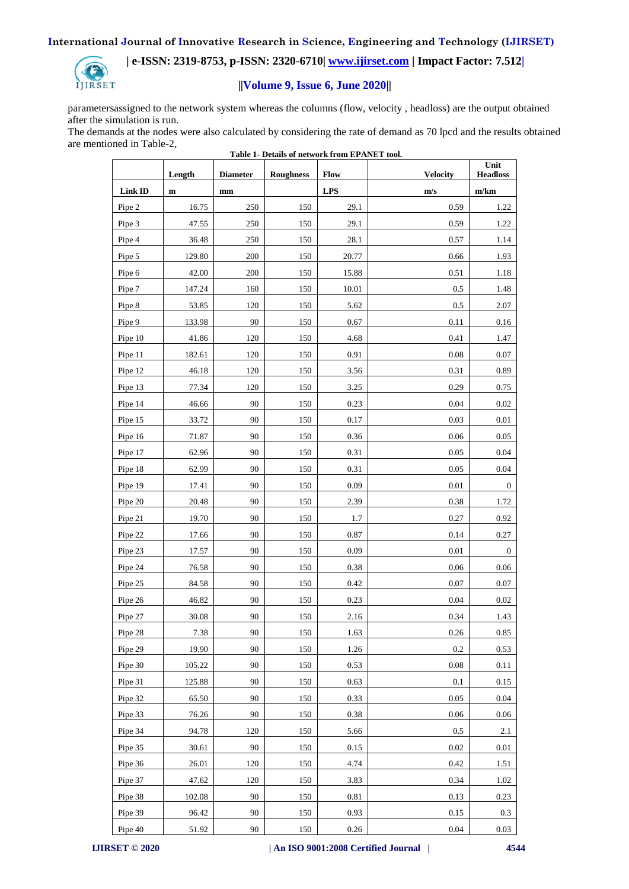parametersassigned to the network system whereas the columns (flow, velocity , headloss) are the output obtained after the simulation is run.

The demands at the nodes were also calculated by considering the rate of demand as 70 lpcd and the results obtained are mentioned in Table-2,

**Table 1- Details of network from EPANET tool.**

| | Length | Diameter | Roughness | Flow | Velocity | Unit Headloss |
|---|---|---|---|---|---|---|
| Link ID | m | mm | | LPS | m/s | m/km |
| Pipe 2 | 16.75 | 250 | 150 | 29.1 | 0.59 | 1.22 |
| Pipe 3 | 47.55 | 250 | 150 | 29.1 | 0.59 | 1.22 |
| Pipe 4 | 36.48 | 250 | 150 | 28.1 | 0.57 | 1.14 |
| Pipe 5 | 129.80 | 200 | 150 | 20.77 | 0.66 | 1.93 |
| Pipe 6 | 42.00 | 200 | 150 | 15.88 | 0.51 | 1.18 |
| Pipe 7 | 147.24 | 160 | 150 | 10.01 | 0.5 | 1.48 |
| Pipe 8 | 53.85 | 120 | 150 | 5.62 | 0.5 | 2.07 |
| Pipe 9 | 133.98 | 90 | 150 | 0.67 | 0.11 | 0.16 |
| Pipe 10 | 41.86 | 120 | 150 | 4.68 | 0.41 | 1.47 |
| Pipe 11 | 182.61 | 120 | 150 | 0.91 | 0.08 | 0.07 |
| Pipe 12 | 46.18 | 120 | 150 | 3.56 | 0.31 | 0.89 |
| Pipe 13 | 77.34 | 120 | 150 | 3.25 | 0.29 | 0.75 |
| Pipe 14 | 46.66 | 90 | 150 | 0.23 | 0.04 | 0.02 |
| Pipe 15 | 33.72 | 90 | 150 | 0.17 | 0.03 | 0.01 |
| Pipe 16 | 71.87 | 90 | 150 | 0.36 | 0.06 | 0.05 |
| Pipe 17 | 62.96 | 90 | 150 | 0.31 | 0.05 | 0.04 |
| Pipe 18 | 62.99 | 90 | 150 | 0.31 | 0.05 | 0.04 |
| Pipe 19 | 17.41 | 90 | 150 | 0.09 | 0.01 | 0 |
| Pipe 20 | 20.48 | 90 | 150 | 2.39 | 0.38 | 1.72 |
| Pipe 21 | 19.70 | 90 | 150 | 1.7 | 0.27 | 0.92 |
| Pipe 22 | 17.66 | 90 | 150 | 0.87 | 0.14 | 0.27 |
| Pipe 23 | 17.57 | 90 | 150 | 0.09 | 0.01 | 0 |
| Pipe 24 | 76.58 | 90 | 150 | 0.38 | 0.06 | 0.06 |
| Pipe 25 | 84.58 | 90 | 150 | 0.42 | 0.07 | 0.07 |
| Pipe 26 | 46.82 | 90 | 150 | 0.23 | 0.04 | 0.02 |
| Pipe 27 | 30.08 | 90 | 150 | 2.16 | 0.34 | 1.43 |
| Pipe 28 | 7.38 | 90 | 150 | 1.63 | 0.26 | 0.85 |
| Pipe 29 | 19.90 | 90 | 150 | 1.26 | 0.2 | 0.53 |
| Pipe 30 | 105.22 | 90 | 150 | 0.53 | 0.08 | 0.11 |
| Pipe 31 | 125.88 | 90 | 150 | 0.63 | 0.1 | 0.15 |
| Pipe 32 | 65.50 | 90 | 150 | 0.33 | 0.05 | 0.04 |
| Pipe 33 | 76.26 | 90 | 150 | 0.38 | 0.06 | 0.06 |
| Pipe 34 | 94.78 | 120 | 150 | 5.66 | 0.5 | 2.1 |
| Pipe 35 | 30.61 | 90 | 150 | 0.15 | 0.02 | 0.01 |
| Pipe 36 | 26.01 | 120 | 150 | 4.74 | 0.42 | 1.51 |
| Pipe 37 | 47.62 | 120 | 150 | 3.83 | 0.34 | 1.02 |
| Pipe 38 | 102.08 | 90 | 150 | 0.81 | 0.13 | 0.23 |
| Pipe 39 | 96.42 | 90 | 150 | 0.93 | 0.15 | 0.3 |
| Pipe 40 | 51.92 | 90 | 150 | 0.26 | 0.04 | 0.03 |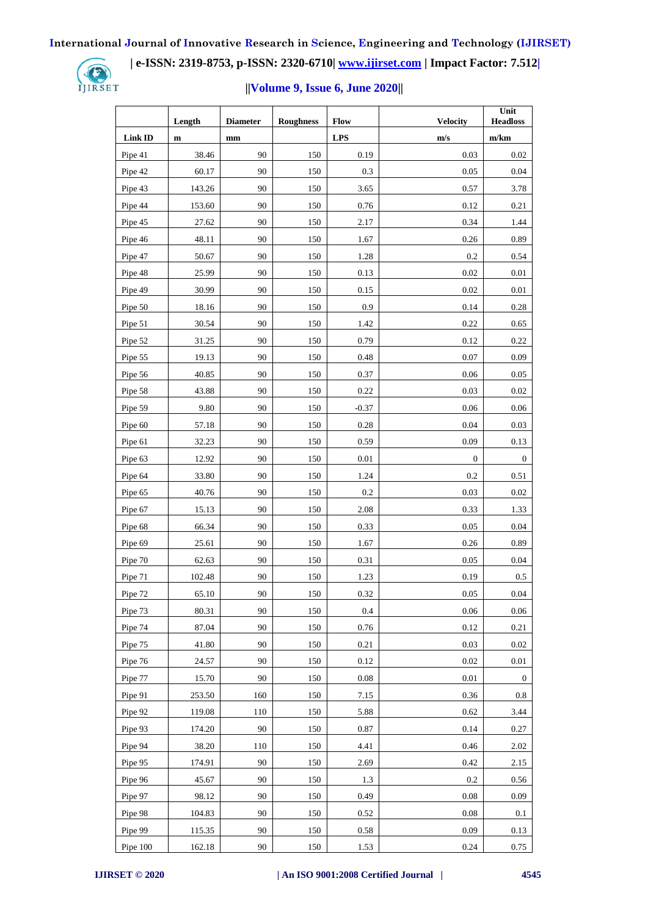| | Length | Diameter | Roughness | Flow | Velocity | Unit Headloss |
|---|---|---|---|---|---|---|
| Link ID | m | mm | | LPS | m/s | m/km |
| Pipe 41 | 38.46 | 90 | 150 | 0.19 | 0.03 | 0.02 |
| Pipe 42 | 60.17 | 90 | 150 | 0.3 | 0.05 | 0.04 |
| Pipe 43 | 143.26 | 90 | 150 | 3.65 | 0.57 | 3.78 |
| Pipe 44 | 153.60 | 90 | 150 | 0.76 | 0.12 | 0.21 |
| Pipe 45 | 27.62 | 90 | 150 | 2.17 | 0.34 | 1.44 |
| Pipe 46 | 48.11 | 90 | 150 | 1.67 | 0.26 | 0.89 |
| Pipe 47 | 50.67 | 90 | 150 | 1.28 | 0.2 | 0.54 |
| Pipe 48 | 25.99 | 90 | 150 | 0.13 | 0.02 | 0.01 |
| Pipe 49 | 30.99 | 90 | 150 | 0.15 | 0.02 | 0.01 |
| Pipe 50 | 18.16 | 90 | 150 | 0.9 | 0.14 | 0.28 |
| Pipe 51 | 30.54 | 90 | 150 | 1.42 | 0.22 | 0.65 |
| Pipe 52 | 31.25 | 90 | 150 | 0.79 | 0.12 | 0.22 |
| Pipe 55 | 19.13 | 90 | 150 | 0.48 | 0.07 | 0.09 |
| Pipe 56 | 40.85 | 90 | 150 | 0.37 | 0.06 | 0.05 |
| Pipe 58 | 43.88 | 90 | 150 | 0.22 | 0.03 | 0.02 |
| Pipe 59 | 9.80 | 90 | 150 | -0.37 | 0.06 | 0.06 |
| Pipe 60 | 57.18 | 90 | 150 | 0.28 | 0.04 | 0.03 |
| Pipe 61 | 32.23 | 90 | 150 | 0.59 | 0.09 | 0.13 |
| Pipe 63 | 12.92 | 90 | 150 | 0.01 | 0 | 0 |
| Pipe 64 | 33.80 | 90 | 150 | 1.24 | 0.2 | 0.51 |
| Pipe 65 | 40.76 | 90 | 150 | 0.2 | 0.03 | 0.02 |
| Pipe 67 | 15.13 | 90 | 150 | 2.08 | 0.33 | 1.33 |
| Pipe 68 | 66.34 | 90 | 150 | 0.33 | 0.05 | 0.04 |
| Pipe 69 | 25.61 | 90 | 150 | 1.67 | 0.26 | 0.89 |
| Pipe 70 | 62.63 | 90 | 150 | 0.31 | 0.05 | 0.04 |
| Pipe 71 | 102.48 | 90 | 150 | 1.23 | 0.19 | 0.5 |
| Pipe 72 | 65.10 | 90 | 150 | 0.32 | 0.05 | 0.04 |
| Pipe 73 | 80.31 | 90 | 150 | 0.4 | 0.06 | 0.06 |
| Pipe 74 | 87.04 | 90 | 150 | 0.76 | 0.12 | 0.21 |
| Pipe 75 | 41.80 | 90 | 150 | 0.21 | 0.03 | 0.02 |
| Pipe 76 | 24.57 | 90 | 150 | 0.12 | 0.02 | 0.01 |
| Pipe 77 | 15.70 | 90 | 150 | 0.08 | 0.01 | 0 |
| Pipe 91 | 253.50 | 160 | 150 | 7.15 | 0.36 | 0.8 |
| Pipe 92 | 119.08 | 110 | 150 | 5.88 | 0.62 | 3.44 |
| Pipe 93 | 174.20 | 90 | 150 | 0.87 | 0.14 | 0.27 |
| Pipe 94 | 38.20 | 110 | 150 | 4.41 | 0.46 | 2.02 |
| Pipe 95 | 174.91 | 90 | 150 | 2.69 | 0.42 | 2.15 |
| Pipe 96 | 45.67 | 90 | 150 | 1.3 | 0.2 | 0.56 |
| Pipe 97 | 98.12 | 90 | 150 | 0.49 | 0.08 | 0.09 |
| Pipe 98 | 104.83 | 90 | 150 | 0.52 | 0.08 | 0.1 |
| Pipe 99 | 115.35 | 90 | 150 | 0.58 | 0.09 | 0.13 |
| Pipe 100 | 162.18 | 90 | 150 | 1.53 | 0.24 | 0.75 |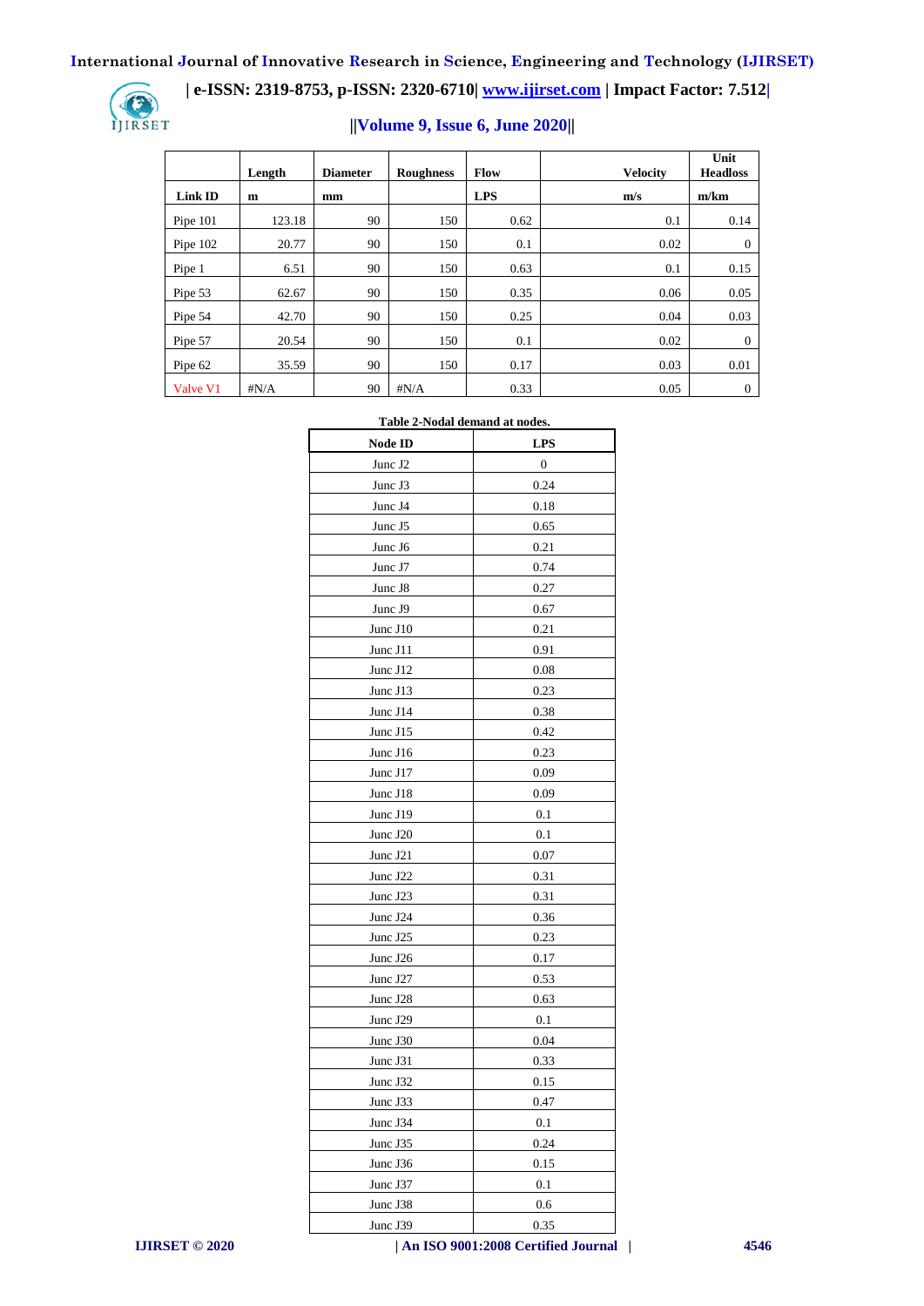| Link ID | Length<br>m | Diameter<br>mm | Roughness | Flow<br>LPS | Velocity<br>m/s | Unit Headloss<br>m/km |
|---|---|---|---|---|---|---|
| Pipe 101 | 123.18 | 90 | 150 | 0.62 | 0.1 | 0.14 |
| Pipe 102 | 20.77 | 90 | 150 | 0.1 | 0.02 | 0 |
| Pipe 1 | 6.51 | 90 | 150 | 0.63 | 0.1 | 0.15 |
| Pipe 53 | 62.67 | 90 | 150 | 0.35 | 0.06 | 0.05 |
| Pipe 54 | 42.70 | 90 | 150 | 0.25 | 0.04 | 0.03 |
| Pipe 57 | 20.54 | 90 | 150 | 0.1 | 0.02 | 0 |
| Pipe 62 | 35.59 | 90 | 150 | 0.17 | 0.03 | 0.01 |
| Valve V1 | #N/A | 90 | #N/A | 0.33 | 0.05 | 0 |

**Table 2-Nodal demand at nodes.**

| Node ID | LPS |
|---|---|
| Junc J2 | 0 |
| Junc J3 | 0.24 |
| Junc J4 | 0.18 |
| Junc J5 | 0.65 |
| Junc J6 | 0.21 |
| Junc J7 | 0.74 |
| Junc J8 | 0.27 |
| Junc J9 | 0.67 |
| Junc J10 | 0.21 |
| Junc J11 | 0.91 |
| Junc J12 | 0.08 |
| Junc J13 | 0.23 |
| Junc J14 | 0.38 |
| Junc J15 | 0.42 |
| Junc J16 | 0.23 |
| Junc J17 | 0.09 |
| Junc J18 | 0.09 |
| Junc J19 | 0.1 |
| Junc J20 | 0.1 |
| Junc J21 | 0.07 |
| Junc J22 | 0.31 |
| Junc J23 | 0.31 |
| Junc J24 | 0.36 |
| Junc J25 | 0.23 |
| Junc J26 | 0.17 |
| Junc J27 | 0.53 |
| Junc J28 | 0.63 |
| Junc J29 | 0.1 |
| Junc J30 | 0.04 |
| Junc J31 | 0.33 |
| Junc J32 | 0.15 |
| Junc J33 | 0.47 |
| Junc J34 | 0.1 |
| Junc J35 | 0.24 |
| Junc J36 | 0.15 |
| Junc J37 | 0.1 |
| Junc J38 | 0.6 |
| Junc J39 | 0.35 |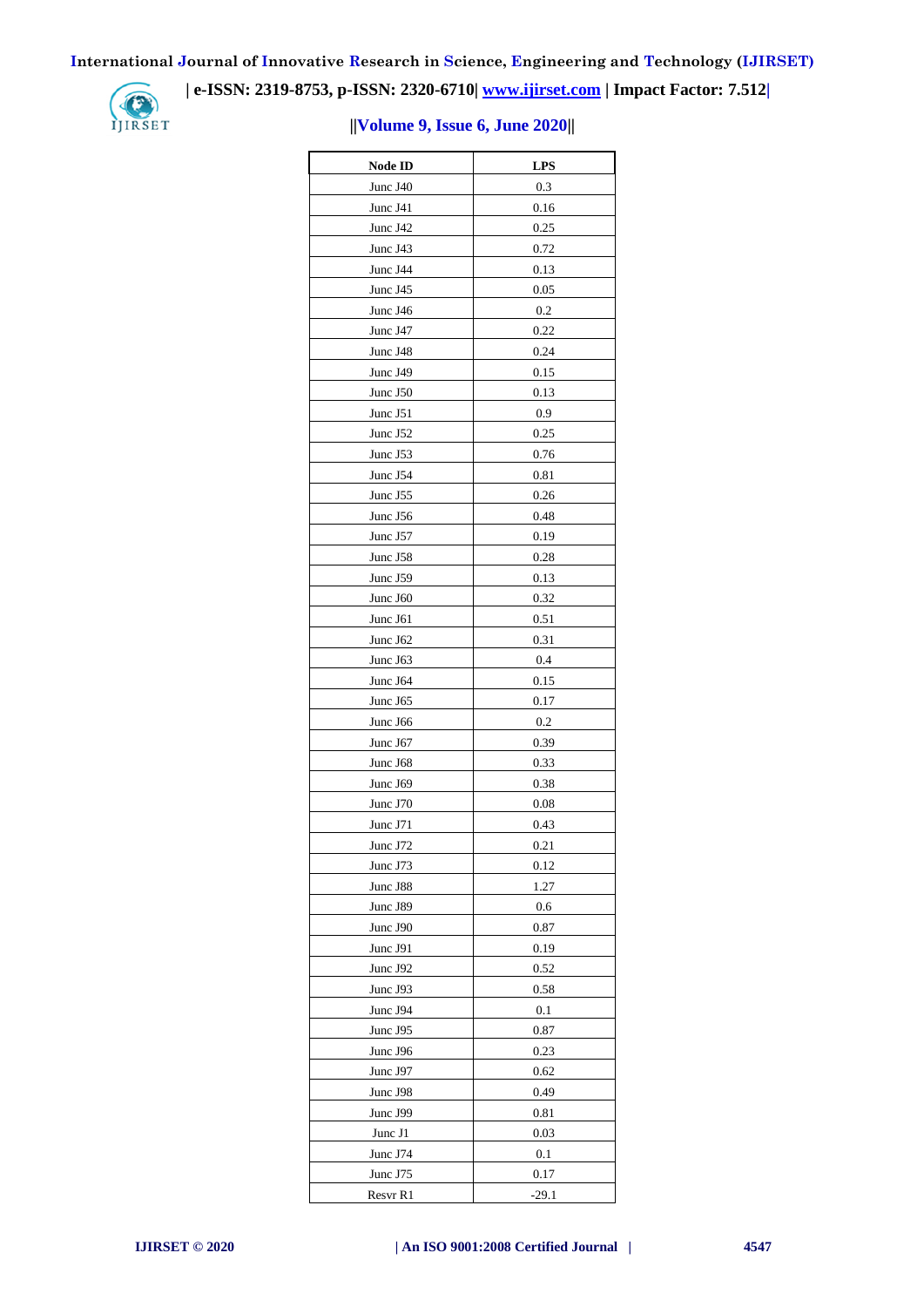| Node ID | LPS |
|---|---|
| Junc J40 | 0.3 |
| Junc J41 | 0.16 |
| Junc J42 | 0.25 |
| Junc J43 | 0.72 |
| Junc J44 | 0.13 |
| Junc J45 | 0.05 |
| Junc J46 | 0.2 |
| Junc J47 | 0.22 |
| Junc J48 | 0.24 |
| Junc J49 | 0.15 |
| Junc J50 | 0.13 |
| Junc J51 | 0.9 |
| Junc J52 | 0.25 |
| Junc J53 | 0.76 |
| Junc J54 | 0.81 |
| Junc J55 | 0.26 |
| Junc J56 | 0.48 |
| Junc J57 | 0.19 |
| Junc J58 | 0.28 |
| Junc J59 | 0.13 |
| Junc J60 | 0.32 |
| Junc J61 | 0.51 |
| Junc J62 | 0.31 |
| Junc J63 | 0.4 |
| Junc J64 | 0.15 |
| Junc J65 | 0.17 |
| Junc J66 | 0.2 |
| Junc J67 | 0.39 |
| Junc J68 | 0.33 |
| Junc J69 | 0.38 |
| Junc J70 | 0.08 |
| Junc J71 | 0.43 |
| Junc J72 | 0.21 |
| Junc J73 | 0.12 |
| Junc J88 | 1.27 |
| Junc J89 | 0.6 |
| Junc J90 | 0.87 |
| Junc J91 | 0.19 |
| Junc J92 | 0.52 |
| Junc J93 | 0.58 |
| Junc J94 | 0.1 |
| Junc J95 | 0.87 |
| Junc J96 | 0.23 |
| Junc J97 | 0.62 |
| Junc J98 | 0.49 |
| Junc J99 | 0.81 |
| Junc J1 | 0.03 |
| Junc J74 | 0.1 |
| Junc J75 | 0.17 |
| Resvr R1 | -29.1 |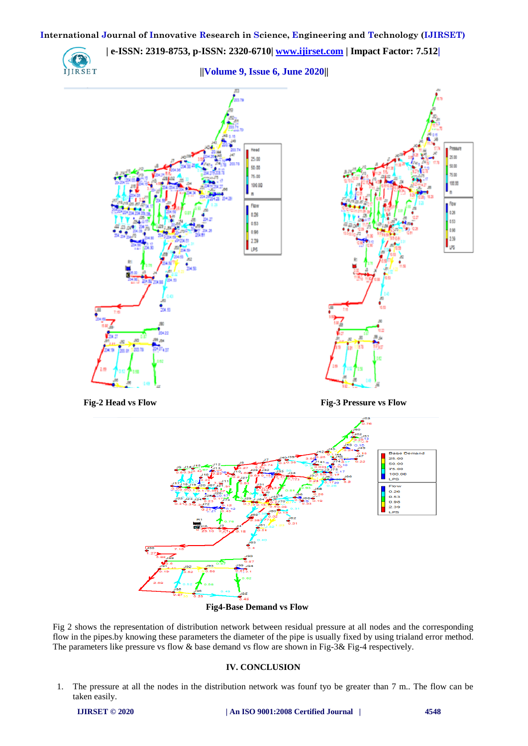Fig-2 Head vs Flow

Fig-3 Pressure vs Flow

Fig4-Base Demand vs Flow

Fig 2 shows the representation of distribution network between residual pressure at all nodes and the corresponding flow in the pipes.by knowing these parameters the diameter of the pipe is usually fixed by using trialand error method. The parameters like pressure vs flow & base demand vs flow are shown in Fig-3& Fig-4 respectively.

## IV. CONCLUSION

1. The pressure at all the nodes in the distribution network was founf tyo be greater than 7 m.. The flow can be taken easily.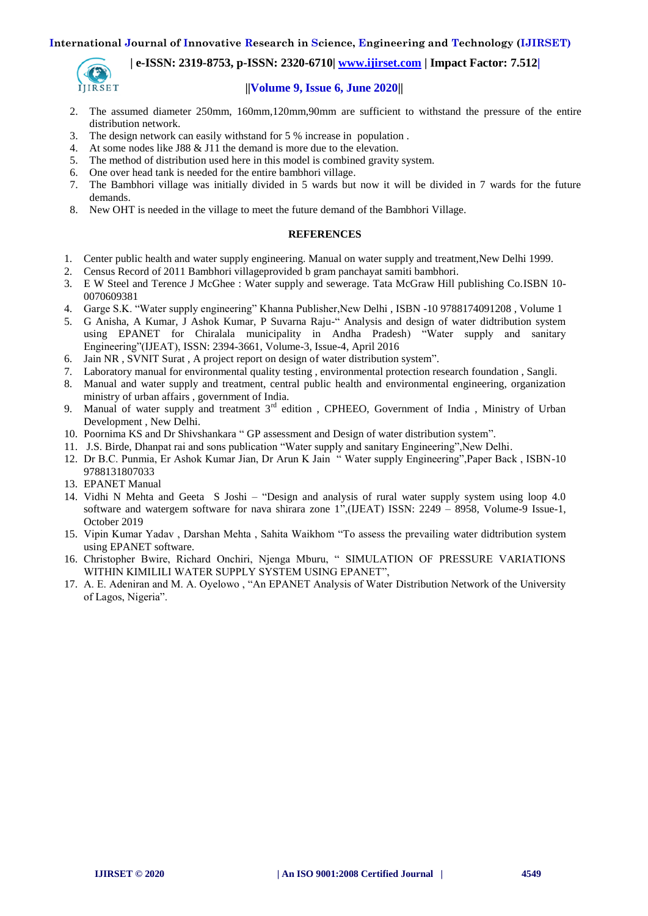2. The assumed diameter 250mm, 160mm,120mm,90mm are sufficient to withstand the pressure of the entire distribution network.
3. The design network can easily withstand for 5 % increase in population .
4. At some nodes like J88 & J11 the demand is more due to the elevation.
5. The method of distribution used here in this model is combined gravity system.
6. One over head tank is needed for the entire bambhori village.
7. The Bambhori village was initially divided in 5 wards but now it will be divided in 7 wards for the future demands.
8. New OHT is needed in the village to meet the future demand of the Bambhori Village.

## REFERENCES

1. Center public health and water supply engineering. Manual on water supply and treatment,New Delhi 1999.
2. Census Record of 2011 Bambhori villageprovided b gram panchayat samiti bambhori.
3. E W Steel and Terence J McGhee : Water supply and sewerage. Tata McGraw Hill publishing Co.ISBN 10-0070609381
4. Garge S.K. "Water supply engineering" Khanna Publisher,New Delhi , ISBN -10 9788174091208 , Volume 1
5. G Anisha, A Kumar, J Ashok Kumar, P Suvarna Raju-" Analysis and design of water didtribution system using EPANET for Chiralala municipality in Andha Pradesh) "Water supply and sanitary Engineering"(IJEAT), ISSN: 2394-3661, Volume-3, Issue-4, April 2016
6. Jain NR , SVNIT Surat , A project report on design of water distribution system".
7. Laboratory manual for environmental quality testing , environmental protection research foundation , Sangli.
8. Manual and water supply and treatment, central public health and environmental engineering, organization ministry of urban affairs , government of India.
9. Manual of water supply and treatment 3rd edition , CPHEEO, Government of India , Ministry of Urban Development , New Delhi.
10. Poornima KS and Dr Shivshankara " GP assessment and Design of water distribution system".
11. J.S. Birde, Dhanpat rai and sons publication "Water supply and sanitary Engineering",New Delhi.
12. Dr B.C. Punmia, Er Ashok Kumar Jian, Dr Arun K Jain " Water supply Engineering",Paper Back , ISBN-10 9788131807033
13. EPANET Manual
14. Vidhi N Mehta and Geeta S Joshi – "Design and analysis of rural water supply system using loop 4.0 software and watergem software for nava shirara zone 1",(IJEAT) ISSN: 2249 – 8958, Volume-9 Issue-1, October 2019
15. Vipin Kumar Yadav , Darshan Mehta , Sahita Waikhom "To assess the prevailing water didtribution system using EPANET software.
16. Christopher Bwire, Richard Onchiri, Njenga Mburu, " SIMULATION OF PRESSURE VARIATIONS WITHIN KIMILILI WATER SUPPLY SYSTEM USING EPANET",
17. A. E. Adeniran and M. A. Oyelowo , "An EPANET Analysis of Water Distribution Network of the University of Lagos, Nigeria".